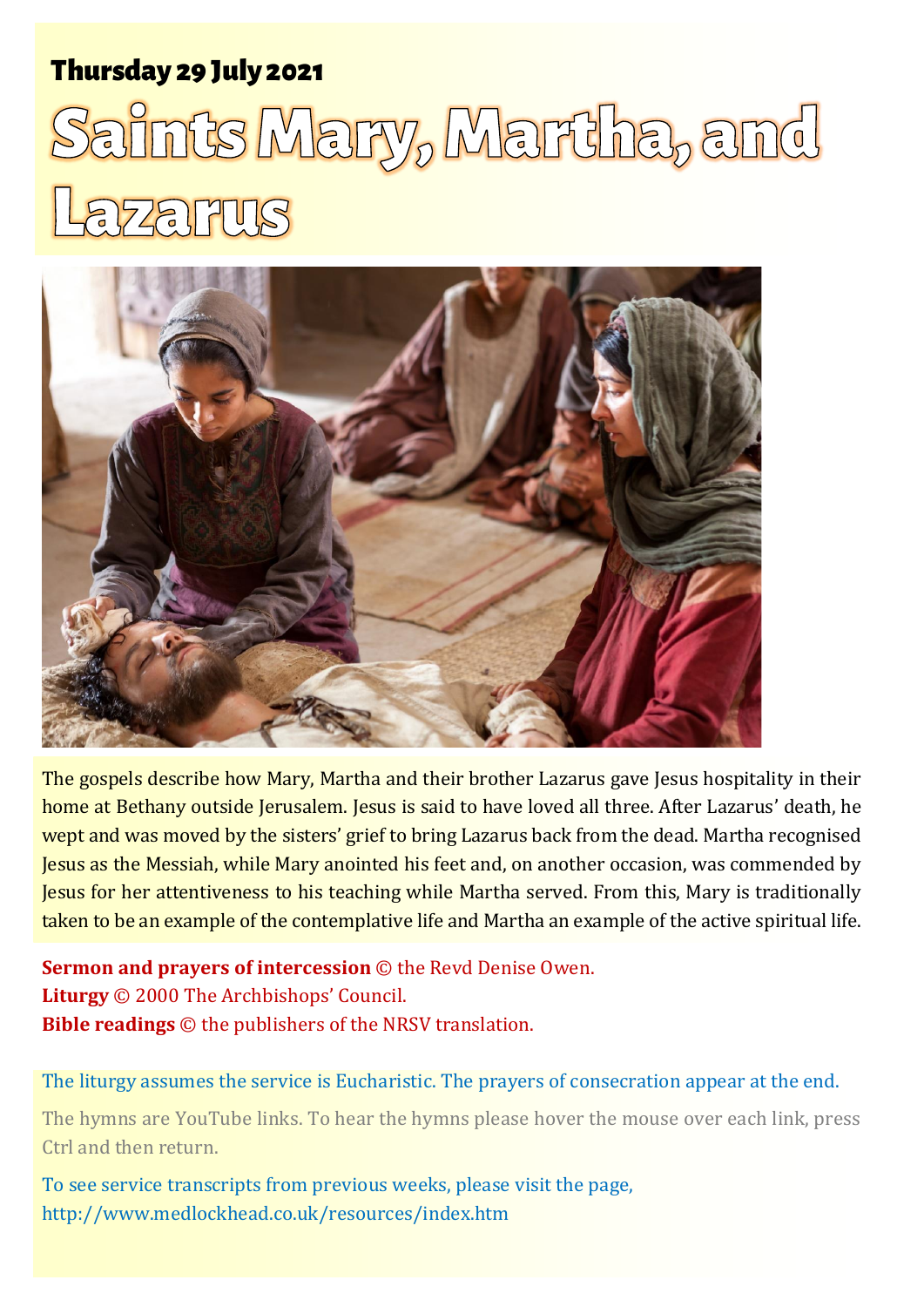**Thursday 29 July 2021**

# Saints Mary, Martha, and Lazarus

The gospels describe how Mary, Martha and their brother Lazarus gave Jesus hospitality in their home at Bethany outside Jerusalem. Jesus is said to have loved all three. After Lazarus' death, he wept and was moved by the sisters' grief to bring Lazarus back from the dead. Martha recognised Jesus as the Messiah, while Mary anointed his feet and, on another occasion, was commended by Jesus for her attentiveness to his teaching while Martha served. From this, Mary is traditionally taken to be an example of the contemplative life and Martha an example of the active spiritual life.

**Sermon and prayers of intercession** © the Revd Denise Owen.
**Liturgy** © 2000 The Archbishops' Council.
**Bible readings** © the publishers of the NRSV translation.

The liturgy assumes the service is Eucharistic. The prayers of consecration appear at the end.

The hymns are YouTube links. To hear the hymns please hover the mouse over each link, press Ctrl and then return.

To see service transcripts from previous weeks, please visit the page, http://www.medlockhead.co.uk/resources/index.htm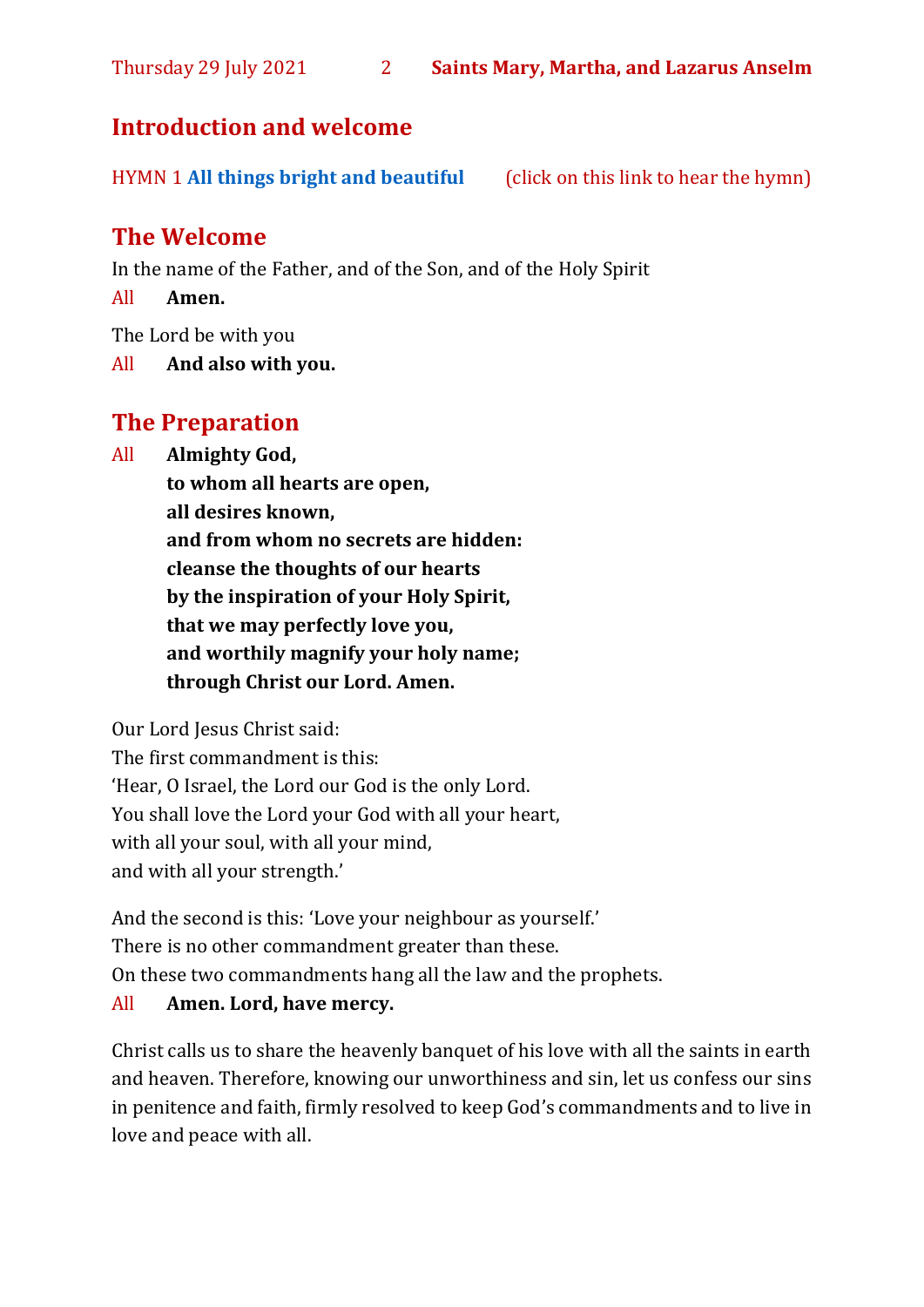## Introduction and welcome

HYMN 1 **All things bright and beautiful** (click on this link to hear the hymn)

## The Welcome

In the name of the Father, and of the Son, and of the Holy Spirit

All **Amen.**

The Lord be with you

All **And also with you.**

## The Preparation

All **Almighty God,**
**to whom all hearts are open,**
**all desires known,**
**and from whom no secrets are hidden:**
**cleanse the thoughts of our hearts**
**by the inspiration of your Holy Spirit,**
**that we may perfectly love you,**
**and worthily magnify your holy name;**
**through Christ our Lord. Amen.**

Our Lord Jesus Christ said:
The first commandment is this:
'Hear, O Israel, the Lord our God is the only Lord.
You shall love the Lord your God with all your heart,
with all your soul, with all your mind,
and with all your strength.'

And the second is this: 'Love your neighbour as yourself.'
There is no other commandment greater than these.
On these two commandments hang all the law and the prophets.

All **Amen. Lord, have mercy.**

Christ calls us to share the heavenly banquet of his love with all the saints in earth and heaven. Therefore, knowing our unworthiness and sin, let us confess our sins in penitence and faith, firmly resolved to keep God's commandments and to live in love and peace with all.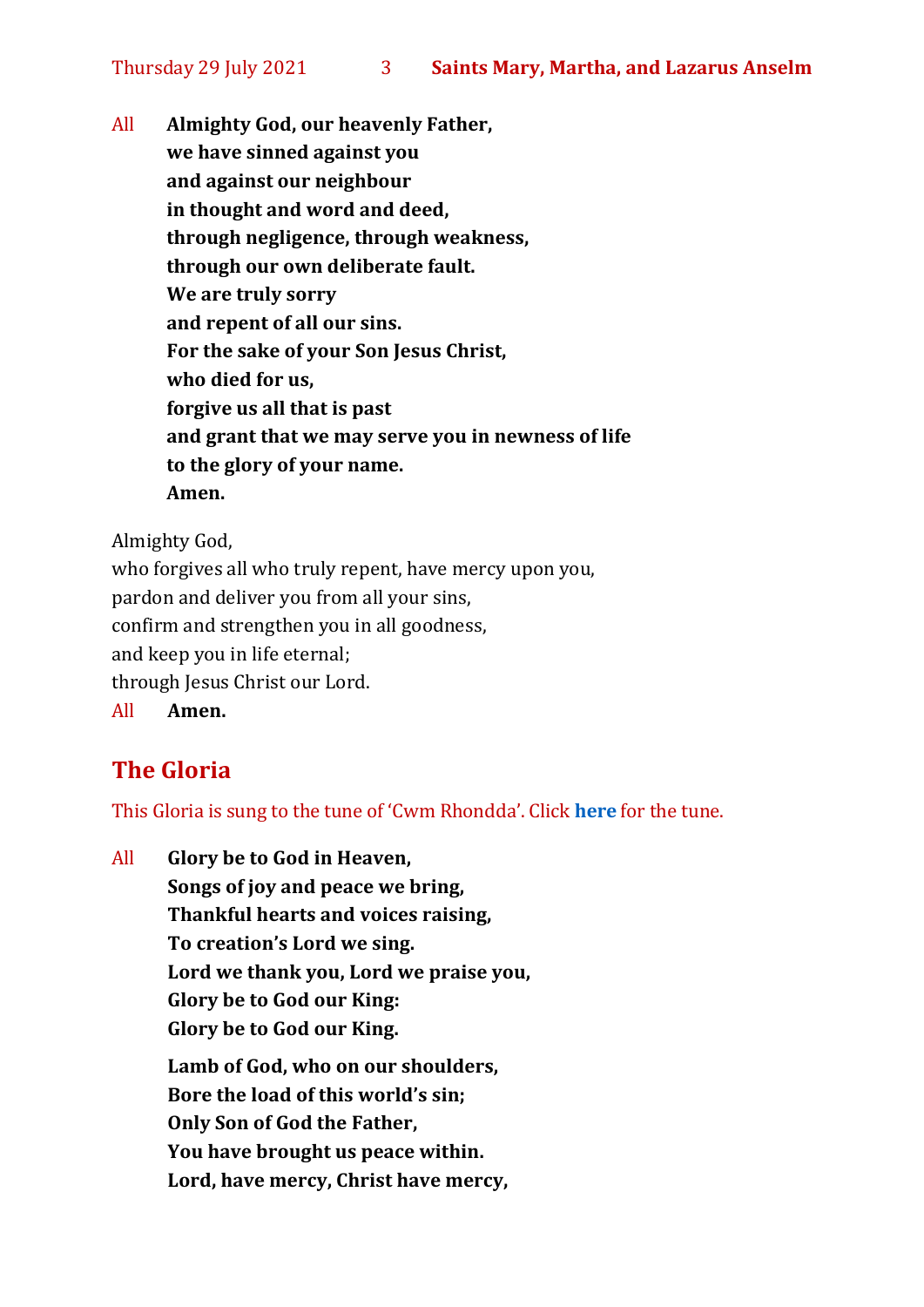All **Almighty God, our heavenly Father,**
**we have sinned against you**
**and against our neighbour**
**in thought and word and deed,**
**through negligence, through weakness,**
**through our own deliberate fault.**
**We are truly sorry**
**and repent of all our sins.**
**For the sake of your Son Jesus Christ,**
**who died for us,**
**forgive us all that is past**
**and grant that we may serve you in newness of life**
**to the glory of your name.**
**Amen.**

Almighty God,
who forgives all who truly repent, have mercy upon you,
pardon and deliver you from all your sins,
confirm and strengthen you in all goodness,
and keep you in life eternal;
through Jesus Christ our Lord.
All **Amen.**

## The Gloria

This Gloria is sung to the tune of 'Cwm Rhondda'. Click **here** for the tune.

All **Glory be to God in Heaven,**
**Songs of joy and peace we bring,**
**Thankful hearts and voices raising,**
**To creation's Lord we sing.**
**Lord we thank you, Lord we praise you,**
**Glory be to God our King:**
**Glory be to God our King.**

**Lamb of God, who on our shoulders,**
**Bore the load of this world's sin;**
**Only Son of God the Father,**
**You have brought us peace within.**
**Lord, have mercy, Christ have mercy,**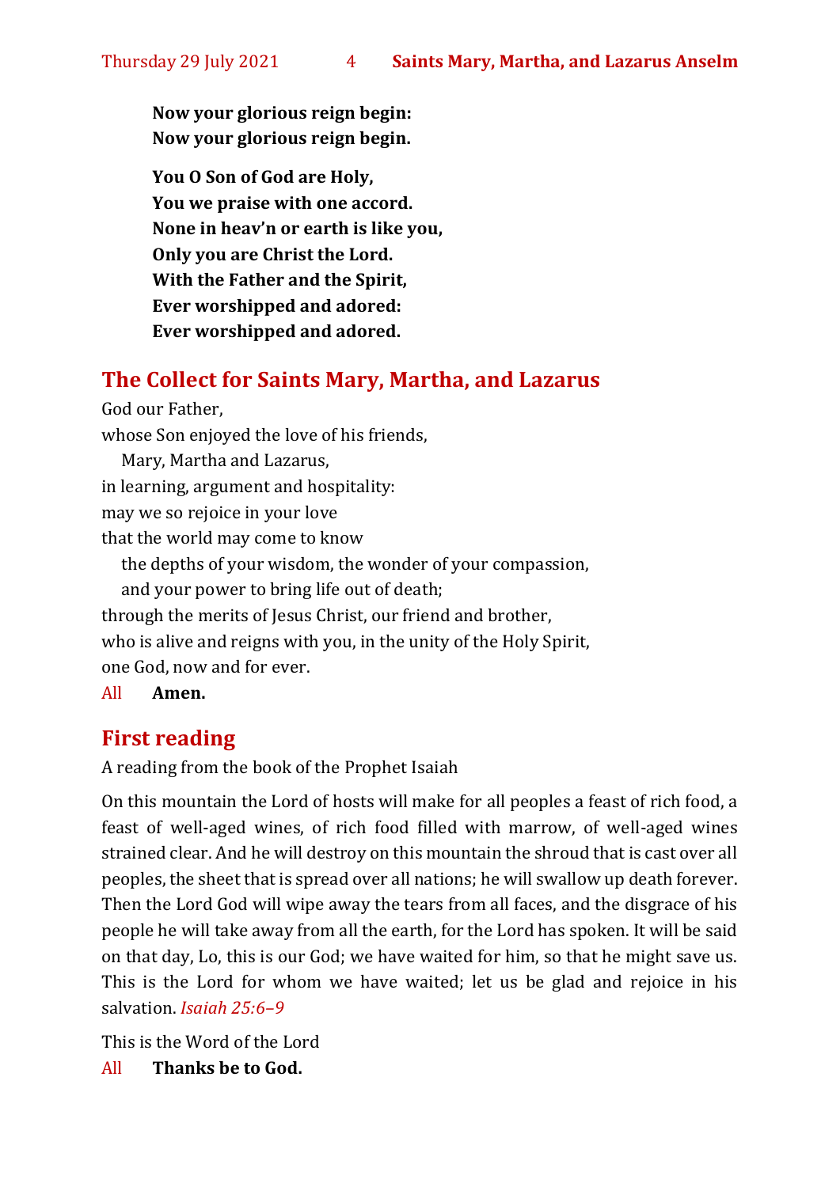**Now your glorious reign begin:**
**Now your glorious reign begin.**

**You O Son of God are Holy,**
**You we praise with one accord.**
**None in heav'n or earth is like you,**
**Only you are Christ the Lord.**
**With the Father and the Spirit,**
**Ever worshipped and adored:**
**Ever worshipped and adored.**

## The Collect for Saints Mary, Martha, and Lazarus

God our Father,
whose Son enjoyed the love of his friends,
  Mary, Martha and Lazarus,
in learning, argument and hospitality:
may we so rejoice in your love
that the world may come to know
  the depths of your wisdom, the wonder of your compassion,
  and your power to bring life out of death;
through the merits of Jesus Christ, our friend and brother,
who is alive and reigns with you, in the unity of the Holy Spirit,
one God, now and for ever.

All **Amen.**

## First reading

A reading from the book of the Prophet Isaiah

On this mountain the Lord of hosts will make for all peoples a feast of rich food, a feast of well-aged wines, of rich food filled with marrow, of well-aged wines strained clear. And he will destroy on this mountain the shroud that is cast over all peoples, the sheet that is spread over all nations; he will swallow up death forever. Then the Lord God will wipe away the tears from all faces, and the disgrace of his people he will take away from all the earth, for the Lord has spoken. It will be said on that day, Lo, this is our God; we have waited for him, so that he might save us. This is the Lord for whom we have waited; let us be glad and rejoice in his salvation. *Isaiah 25:6–9*

This is the Word of the Lord

All **Thanks be to God.**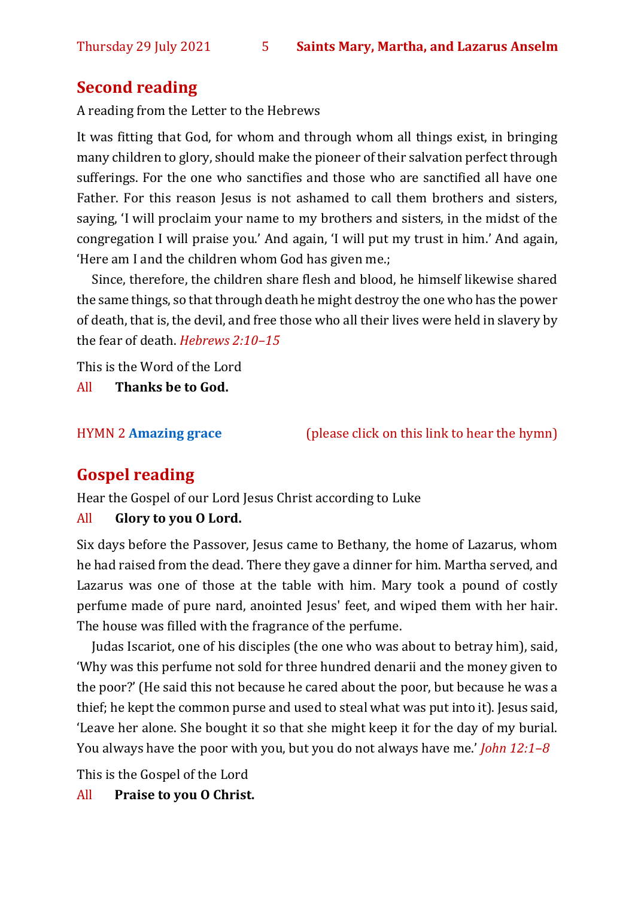## Second reading

A reading from the Letter to the Hebrews

It was fitting that God, for whom and through whom all things exist, in bringing many children to glory, should make the pioneer of their salvation perfect through sufferings. For the one who sanctifies and those who are sanctified all have one Father. For this reason Jesus is not ashamed to call them brothers and sisters, saying, 'I will proclaim your name to my brothers and sisters, in the midst of the congregation I will praise you.' And again, 'I will put my trust in him.' And again, 'Here am I and the children whom God has given me.;

Since, therefore, the children share flesh and blood, he himself likewise shared the same things, so that through death he might destroy the one who has the power of death, that is, the devil, and free those who all their lives were held in slavery by the fear of death. *Hebrews 2:10–15*

This is the Word of the Lord

All **Thanks be to God.**

HYMN 2 **Amazing grace** (please click on this link to hear the hymn)

## Gospel reading

Hear the Gospel of our Lord Jesus Christ according to Luke

All **Glory to you O Lord.**

Six days before the Passover, Jesus came to Bethany, the home of Lazarus, whom he had raised from the dead. There they gave a dinner for him. Martha served, and Lazarus was one of those at the table with him. Mary took a pound of costly perfume made of pure nard, anointed Jesus' feet, and wiped them with her hair. The house was filled with the fragrance of the perfume.

Judas Iscariot, one of his disciples (the one who was about to betray him), said, 'Why was this perfume not sold for three hundred denarii and the money given to the poor?' (He said this not because he cared about the poor, but because he was a thief; he kept the common purse and used to steal what was put into it). Jesus said, 'Leave her alone. She bought it so that she might keep it for the day of my burial. You always have the poor with you, but you do not always have me.' *John 12:1–8*

This is the Gospel of the Lord

All **Praise to you O Christ.**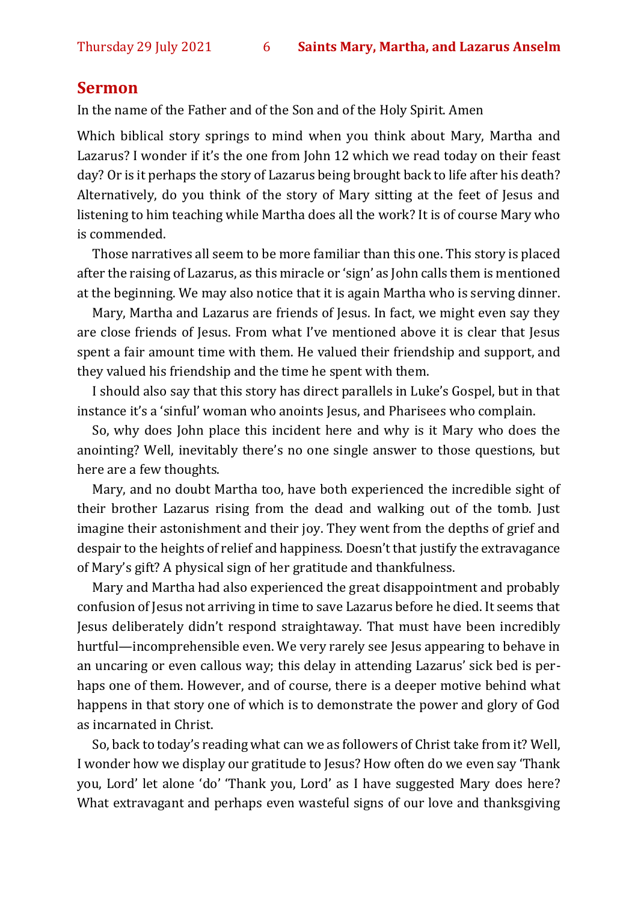## Sermon

In the name of the Father and of the Son and of the Holy Spirit. Amen

Which biblical story springs to mind when you think about Mary, Martha and Lazarus? I wonder if it's the one from John 12 which we read today on their feast day? Or is it perhaps the story of Lazarus being brought back to life after his death? Alternatively, do you think of the story of Mary sitting at the feet of Jesus and listening to him teaching while Martha does all the work? It is of course Mary who is commended.

Those narratives all seem to be more familiar than this one. This story is placed after the raising of Lazarus, as this miracle or 'sign' as John calls them is mentioned at the beginning. We may also notice that it is again Martha who is serving dinner.

Mary, Martha and Lazarus are friends of Jesus. In fact, we might even say they are close friends of Jesus. From what I've mentioned above it is clear that Jesus spent a fair amount time with them. He valued their friendship and support, and they valued his friendship and the time he spent with them.

I should also say that this story has direct parallels in Luke's Gospel, but in that instance it's a 'sinful' woman who anoints Jesus, and Pharisees who complain.

So, why does John place this incident here and why is it Mary who does the anointing? Well, inevitably there's no one single answer to those questions, but here are a few thoughts.

Mary, and no doubt Martha too, have both experienced the incredible sight of their brother Lazarus rising from the dead and walking out of the tomb. Just imagine their astonishment and their joy. They went from the depths of grief and despair to the heights of relief and happiness. Doesn't that justify the extravagance of Mary's gift? A physical sign of her gratitude and thankfulness.

Mary and Martha had also experienced the great disappointment and probably confusion of Jesus not arriving in time to save Lazarus before he died. It seems that Jesus deliberately didn't respond straightaway. That must have been incredibly hurtful—incomprehensible even. We very rarely see Jesus appearing to behave in an uncaring or even callous way; this delay in attending Lazarus' sick bed is perhaps one of them. However, and of course, there is a deeper motive behind what happens in that story one of which is to demonstrate the power and glory of God as incarnated in Christ.

So, back to today's reading what can we as followers of Christ take from it? Well, I wonder how we display our gratitude to Jesus? How often do we even say 'Thank you, Lord' let alone 'do' 'Thank you, Lord' as I have suggested Mary does here? What extravagant and perhaps even wasteful signs of our love and thanksgiving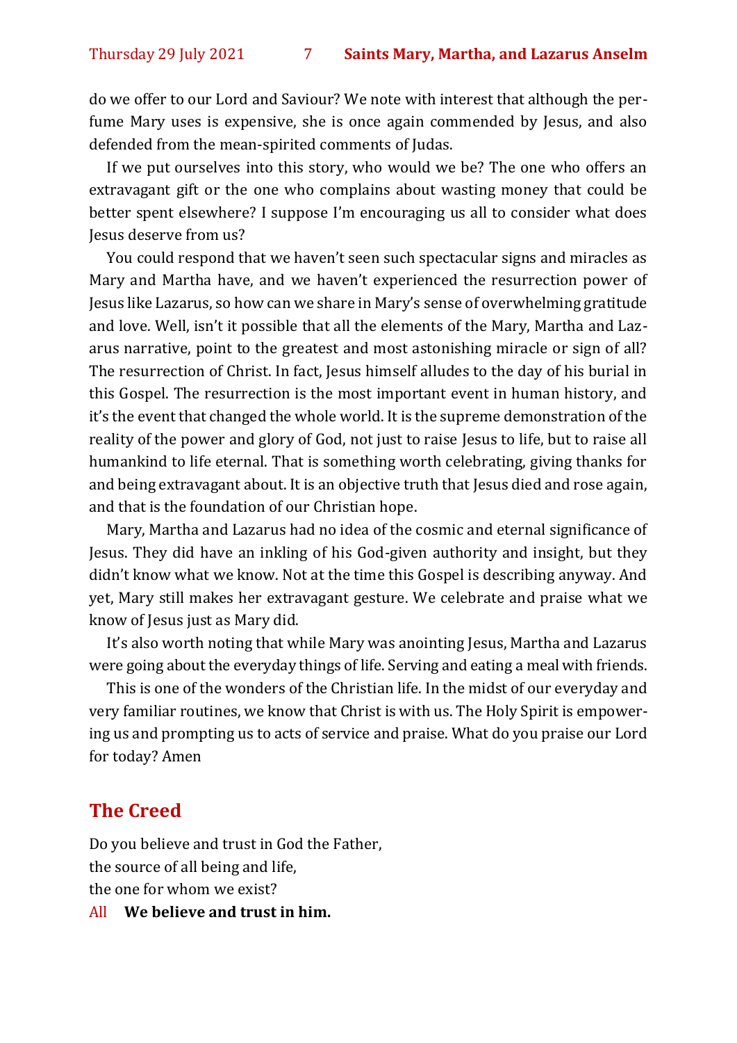do we offer to our Lord and Saviour? We note with interest that although the perfume Mary uses is expensive, she is once again commended by Jesus, and also defended from the mean-spirited comments of Judas.

If we put ourselves into this story, who would we be? The one who offers an extravagant gift or the one who complains about wasting money that could be better spent elsewhere? I suppose I'm encouraging us all to consider what does Jesus deserve from us?

You could respond that we haven't seen such spectacular signs and miracles as Mary and Martha have, and we haven't experienced the resurrection power of Jesus like Lazarus, so how can we share in Mary's sense of overwhelming gratitude and love. Well, isn't it possible that all the elements of the Mary, Martha and Lazarus narrative, point to the greatest and most astonishing miracle or sign of all? The resurrection of Christ. In fact, Jesus himself alludes to the day of his burial in this Gospel. The resurrection is the most important event in human history, and it's the event that changed the whole world. It is the supreme demonstration of the reality of the power and glory of God, not just to raise Jesus to life, but to raise all humankind to life eternal. That is something worth celebrating, giving thanks for and being extravagant about. It is an objective truth that Jesus died and rose again, and that is the foundation of our Christian hope.

Mary, Martha and Lazarus had no idea of the cosmic and eternal significance of Jesus. They did have an inkling of his God-given authority and insight, but they didn't know what we know. Not at the time this Gospel is describing anyway. And yet, Mary still makes her extravagant gesture. We celebrate and praise what we know of Jesus just as Mary did.

It's also worth noting that while Mary was anointing Jesus, Martha and Lazarus were going about the everyday things of life. Serving and eating a meal with friends.

This is one of the wonders of the Christian life. In the midst of our everyday and very familiar routines, we know that Christ is with us. The Holy Spirit is empowering us and prompting us to acts of service and praise. What do you praise our Lord for today? Amen

## The Creed

Do you believe and trust in God the Father,
the source of all being and life,
the one for whom we exist?

All **We believe and trust in him.**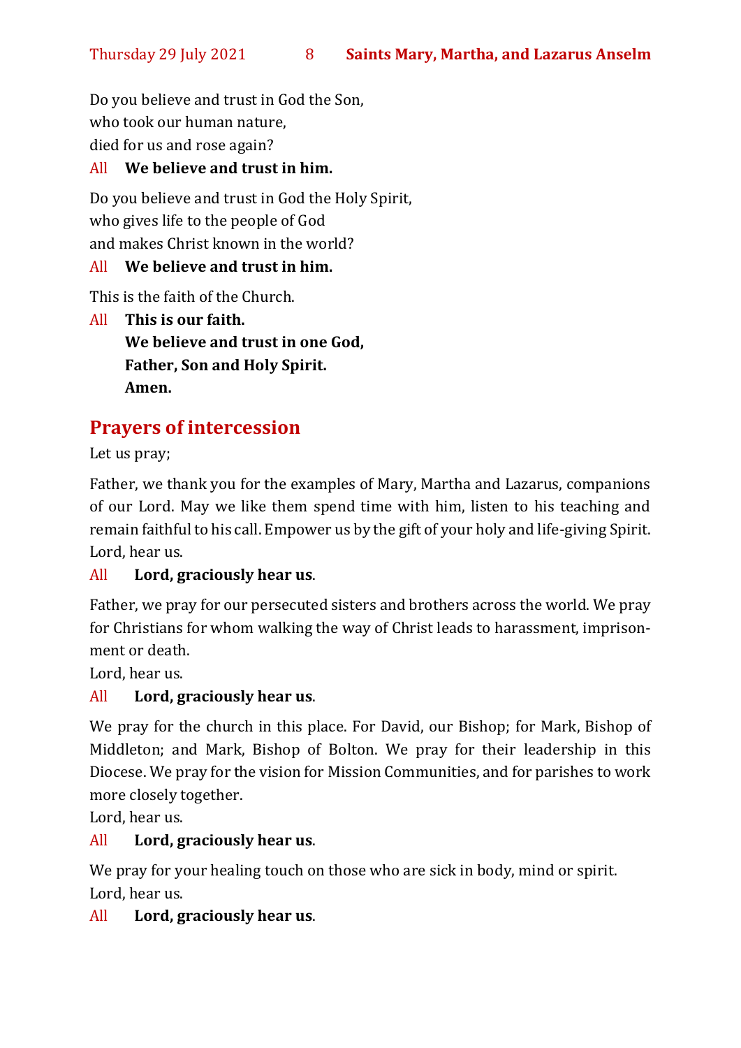Do you believe and trust in God the Son,
who took our human nature,
died for us and rose again?

All **We believe and trust in him.**

Do you believe and trust in God the Holy Spirit,
who gives life to the people of God
and makes Christ known in the world?

All **We believe and trust in him.**

This is the faith of the Church.

All **This is our faith.**
**We believe and trust in one God,**
**Father, Son and Holy Spirit.**
**Amen.**

## Prayers of intercession

Let us pray;

Father, we thank you for the examples of Mary, Martha and Lazarus, companions of our Lord. May we like them spend time with him, listen to his teaching and remain faithful to his call. Empower us by the gift of your holy and life-giving Spirit.
Lord, hear us.

All **Lord, graciously hear us**.

Father, we pray for our persecuted sisters and brothers across the world. We pray for Christians for whom walking the way of Christ leads to harassment, imprisonment or death.
Lord, hear us.

All **Lord, graciously hear us**.

We pray for the church in this place. For David, our Bishop; for Mark, Bishop of Middleton; and Mark, Bishop of Bolton. We pray for their leadership in this Diocese. We pray for the vision for Mission Communities, and for parishes to work more closely together.
Lord, hear us.

All **Lord, graciously hear us**.

We pray for your healing touch on those who are sick in body, mind or spirit.
Lord, hear us.

All **Lord, graciously hear us**.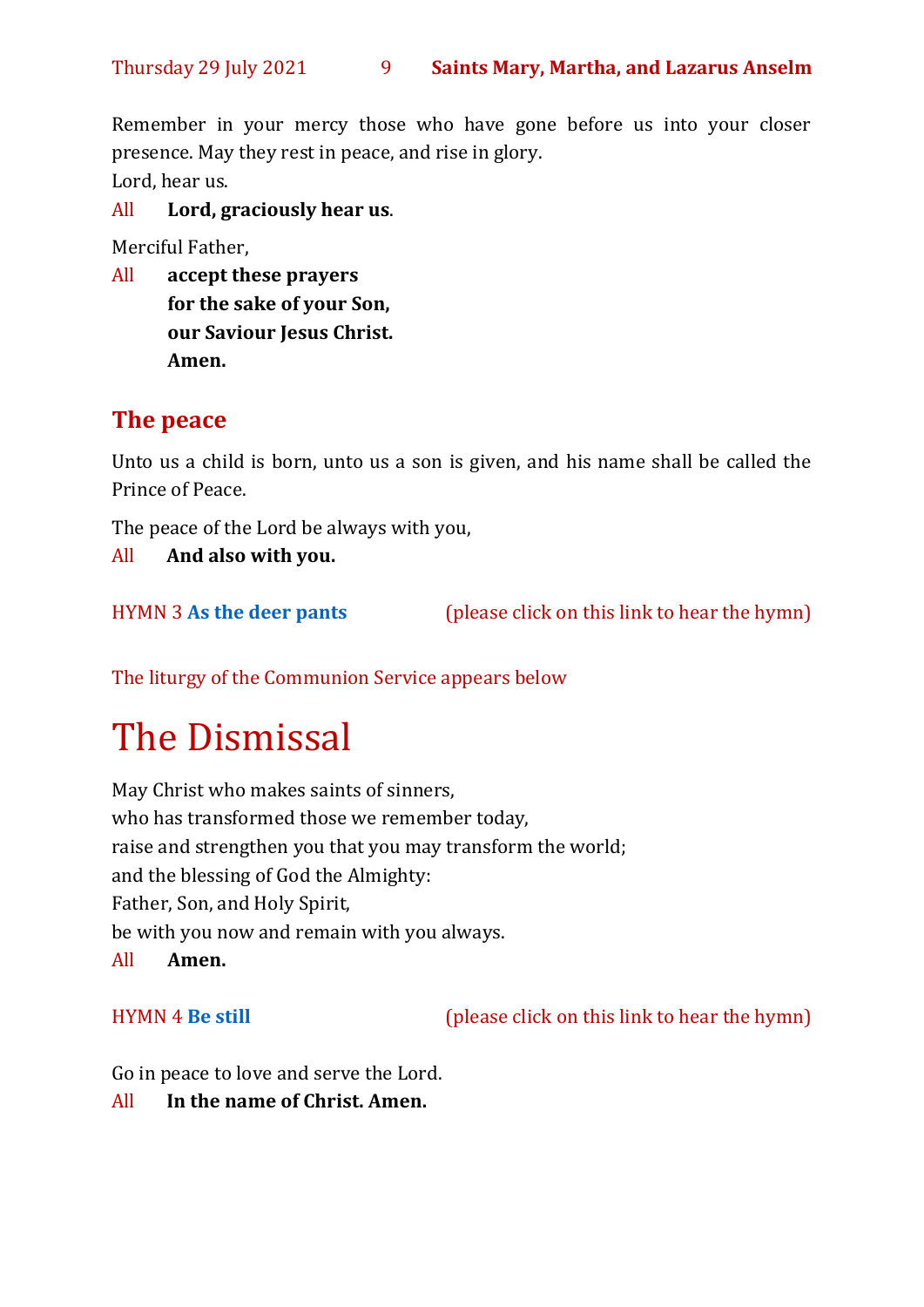Remember in your mercy those who have gone before us into your closer presence. May they rest in peace, and rise in glory.
Lord, hear us.

All **Lord, graciously hear us**.

Merciful Father,

All **accept these prayers**
**for the sake of your Son,**
**our Saviour Jesus Christ.**
**Amen.**

## The peace

Unto us a child is born, unto us a son is given, and his name shall be called the Prince of Peace.

The peace of the Lord be always with you,

All **And also with you.**

HYMN 3 **As the deer pants** (please click on this link to hear the hymn)

The liturgy of the Communion Service appears below

# The Dismissal

May Christ who makes saints of sinners,
who has transformed those we remember today,
raise and strengthen you that you may transform the world;
and the blessing of God the Almighty:
Father, Son, and Holy Spirit,
be with you now and remain with you always.

All **Amen.**

HYMN 4 **Be still** (please click on this link to hear the hymn)

Go in peace to love and serve the Lord.

All **In the name of Christ. Amen.**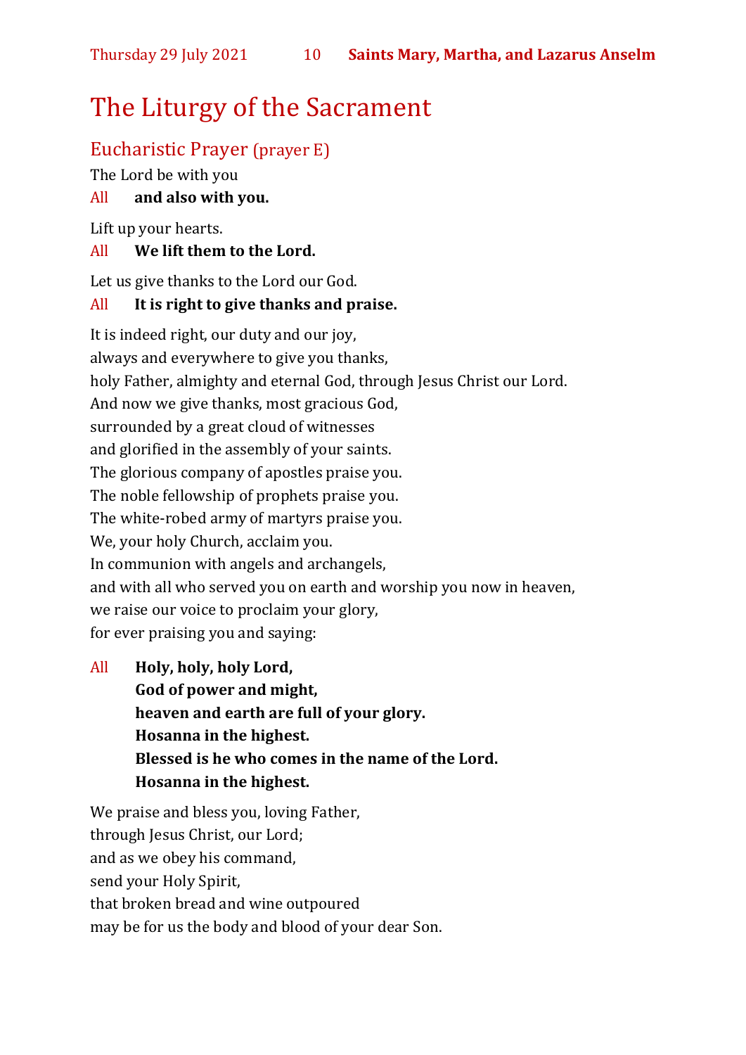# The Liturgy of the Sacrament

## Eucharistic Prayer (prayer E)

The Lord be with you

All **and also with you.**

Lift up your hearts.

All **We lift them to the Lord.**

Let us give thanks to the Lord our God.

All **It is right to give thanks and praise.**

It is indeed right, our duty and our joy,
always and everywhere to give you thanks,
holy Father, almighty and eternal God, through Jesus Christ our Lord.
And now we give thanks, most gracious God,
surrounded by a great cloud of witnesses
and glorified in the assembly of your saints.
The glorious company of apostles praise you.
The noble fellowship of prophets praise you.
The white-robed army of martyrs praise you.
We, your holy Church, acclaim you.
In communion with angels and archangels,
and with all who served you on earth and worship you now in heaven,
we raise our voice to proclaim your glory,
for ever praising you and saying:

All **Holy, holy, holy Lord,**
**God of power and might,**
**heaven and earth are full of your glory.**
**Hosanna in the highest.**
**Blessed is he who comes in the name of the Lord.**
**Hosanna in the highest.**

We praise and bless you, loving Father,
through Jesus Christ, our Lord;
and as we obey his command,
send your Holy Spirit,
that broken bread and wine outpoured
may be for us the body and blood of your dear Son.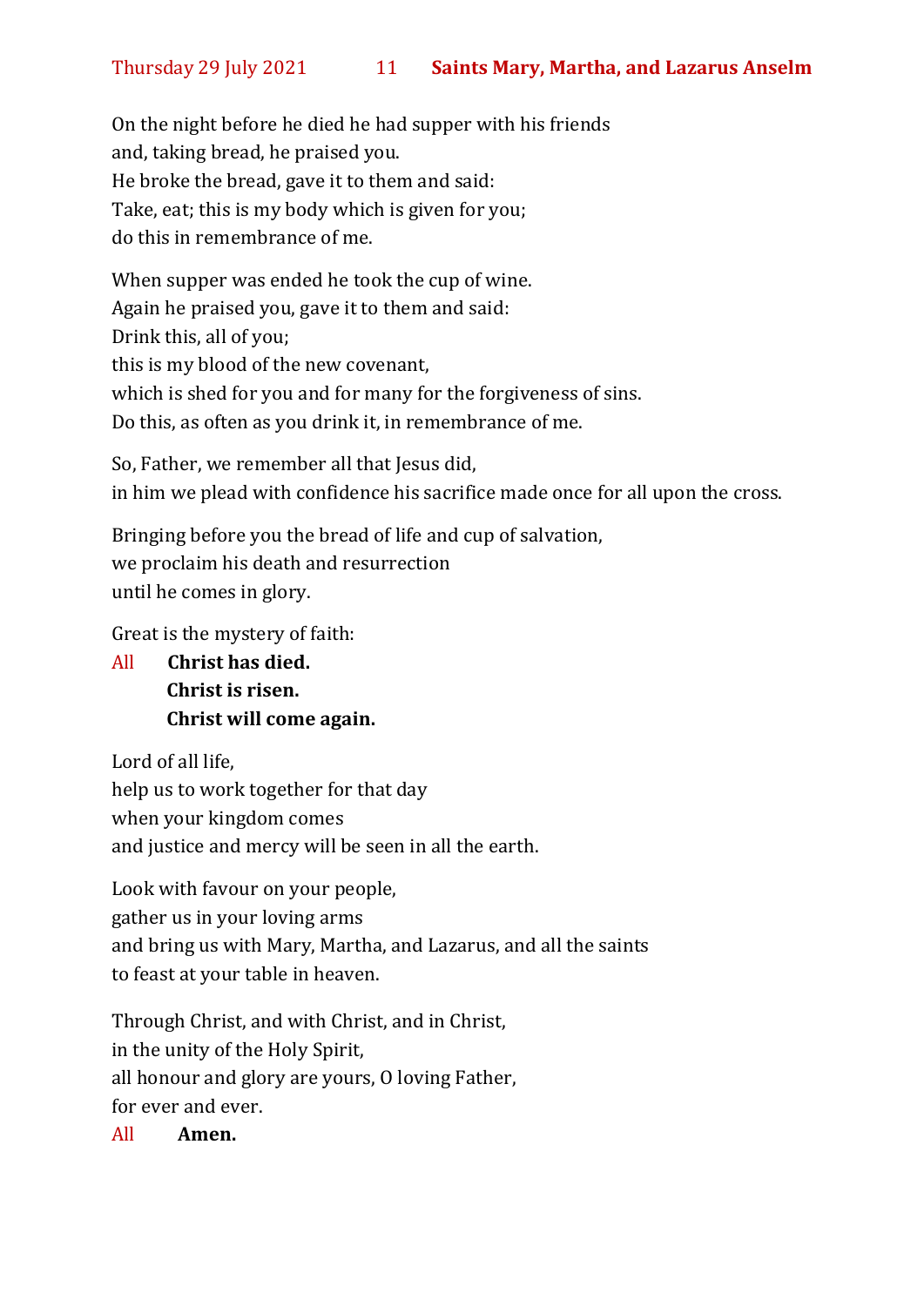On the night before he died he had supper with his friends
and, taking bread, he praised you.
He broke the bread, gave it to them and said:
Take, eat; this is my body which is given for you;
do this in remembrance of me.

When supper was ended he took the cup of wine.
Again he praised you, gave it to them and said:
Drink this, all of you;
this is my blood of the new covenant,
which is shed for you and for many for the forgiveness of sins.
Do this, as often as you drink it, in remembrance of me.

So, Father, we remember all that Jesus did,
in him we plead with confidence his sacrifice made once for all upon the cross.

Bringing before you the bread of life and cup of salvation,
we proclaim his death and resurrection
until he comes in glory.

Great is the mystery of faith:

All **Christ has died.**
**Christ is risen.**
**Christ will come again.**

Lord of all life,
help us to work together for that day
when your kingdom comes
and justice and mercy will be seen in all the earth.

Look with favour on your people,
gather us in your loving arms
and bring us with Mary, Martha, and Lazarus, and all the saints
to feast at your table in heaven.

Through Christ, and with Christ, and in Christ,
in the unity of the Holy Spirit,
all honour and glory are yours, O loving Father,
for ever and ever.

All **Amen.**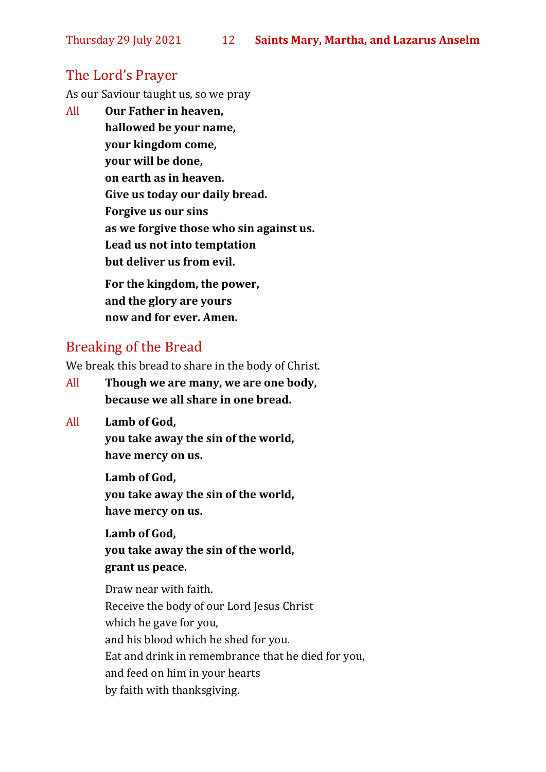## The Lord's Prayer

As our Saviour taught us, so we pray

All **Our Father in heaven,**
**hallowed be your name,**
**your kingdom come,**
**your will be done,**
**on earth as in heaven.**
**Give us today our daily bread.**
**Forgive us our sins**
**as we forgive those who sin against us.**
**Lead us not into temptation**
**but deliver us from evil.**

**For the kingdom, the power,**
**and the glory are yours**
**now and for ever. Amen.**

## Breaking of the Bread

We break this bread to share in the body of Christ.

All **Though we are many, we are one body,**
**because we all share in one bread.**

All **Lamb of God,**
**you take away the sin of the world,**
**have mercy on us.**

**Lamb of God,**
**you take away the sin of the world,**
**have mercy on us.**

**Lamb of God,**
**you take away the sin of the world,**
**grant us peace.**

Draw near with faith.
Receive the body of our Lord Jesus Christ
which he gave for you,
and his blood which he shed for you.
Eat and drink in remembrance that he died for you,
and feed on him in your hearts
by faith with thanksgiving.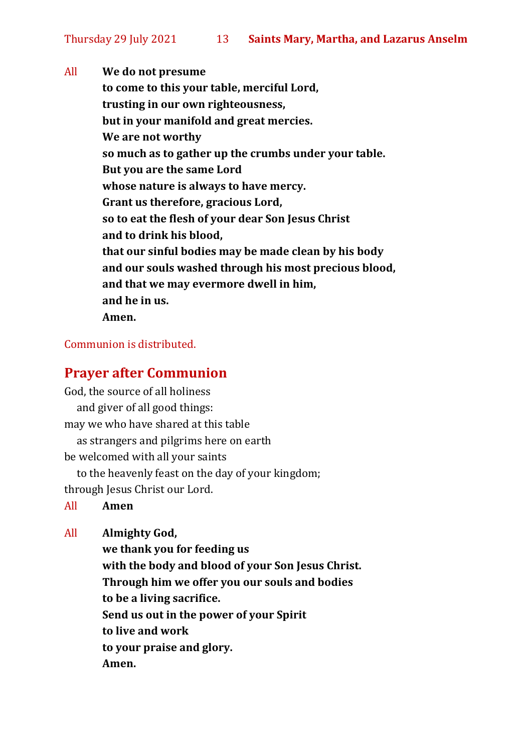All **We do not presume**
**to come to this your table, merciful Lord,**
**trusting in our own righteousness,**
**but in your manifold and great mercies.**
**We are not worthy**
**so much as to gather up the crumbs under your table.**
**But you are the same Lord**
**whose nature is always to have mercy.**
**Grant us therefore, gracious Lord,**
**so to eat the flesh of your dear Son Jesus Christ**
**and to drink his blood,**
**that our sinful bodies may be made clean by his body**
**and our souls washed through his most precious blood,**
**and that we may evermore dwell in him,**
**and he in us.**
**Amen.**

Communion is distributed.

## Prayer after Communion

God, the source of all holiness
 and giver of all good things:
may we who have shared at this table
 as strangers and pilgrims here on earth
be welcomed with all your saints
 to the heavenly feast on the day of your kingdom;
through Jesus Christ our Lord.

All **Amen**

All **Almighty God,**
**we thank you for feeding us**
**with the body and blood of your Son Jesus Christ.**
**Through him we offer you our souls and bodies**
**to be a living sacrifice.**
**Send us out in the power of your Spirit**
**to live and work**
**to your praise and glory.**
**Amen.**